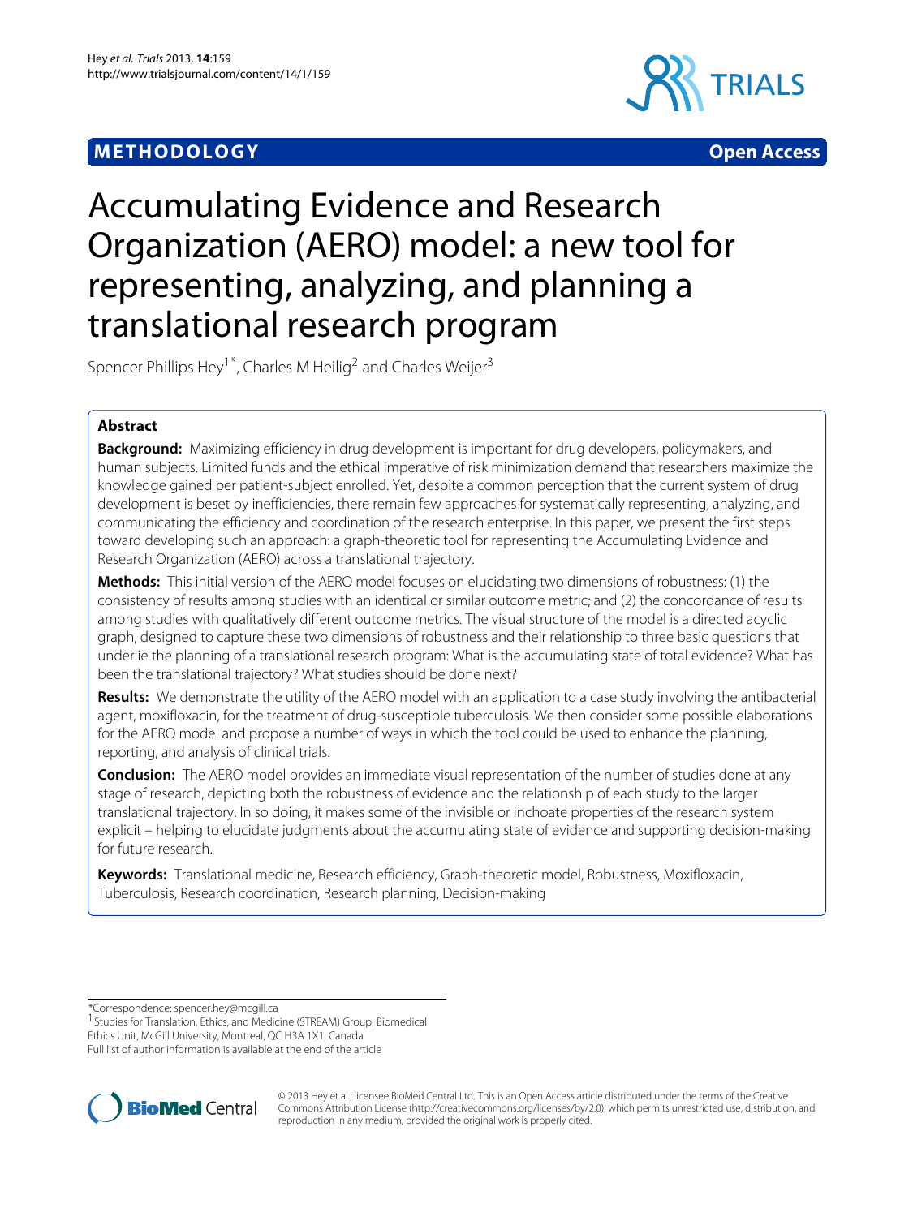# METHODOLOGY

**Open Access**

# Accumulating Evidence and Research Organization (AERO) model: a new tool for representing, analyzing, and planning a translational research program

Spencer Phillips Hey[1*], Charles M Heilig[2] and Charles Weijer[3]

## Abstract

**Background:** Maximizing efficiency in drug development is important for drug developers, policymakers, and human subjects. Limited funds and the ethical imperative of risk minimization demand that researchers maximize the knowledge gained per patient-subject enrolled. Yet, despite a common perception that the current system of drug development is beset by inefficiencies, there remain few approaches for systematically representing, analyzing, and communicating the efficiency and coordination of the research enterprise. In this paper, we present the first steps toward developing such an approach: a graph-theoretic tool for representing the Accumulating Evidence and Research Organization (AERO) across a translational trajectory.

**Methods:** This initial version of the AERO model focuses on elucidating two dimensions of robustness: (1) the consistency of results among studies with an identical or similar outcome metric; and (2) the concordance of results among studies with qualitatively different outcome metrics. The visual structure of the model is a directed acyclic graph, designed to capture these two dimensions of robustness and their relationship to three basic questions that underlie the planning of a translational research program: What is the accumulating state of total evidence? What has been the translational trajectory? What studies should be done next?

**Results:** We demonstrate the utility of the AERO model with an application to a case study involving the antibacterial agent, moxifloxacin, for the treatment of drug-susceptible tuberculosis. We then consider some possible elaborations for the AERO model and propose a number of ways in which the tool could be used to enhance the planning, reporting, and analysis of clinical trials.

**Conclusion:** The AERO model provides an immediate visual representation of the number of studies done at any stage of research, depicting both the robustness of evidence and the relationship of each study to the larger translational trajectory. In so doing, it makes some of the invisible or inchoate properties of the research system explicit – helping to elucidate judgments about the accumulating state of evidence and supporting decision-making for future research.

**Keywords:** Translational medicine, Research efficiency, Graph-theoretic model, Robustness, Moxifloxacin, Tuberculosis, Research coordination, Research planning, Decision-making

*Correspondence: spencer.hey@mcgill.ca

[1] Studies for Translation, Ethics, and Medicine (STREAM) Group, Biomedical Ethics Unit, McGill University, Montreal, QC H3A 1X1, Canada

Full list of author information is available at the end of the article

© 2013 Hey et al.; licensee BioMed Central Ltd. This is an Open Access article distributed under the terms of the Creative Commons Attribution License (http://creativecommons.org/licenses/by/2.0), which permits unrestricted use, distribution, and reproduction in any medium, provided the original work is properly cited.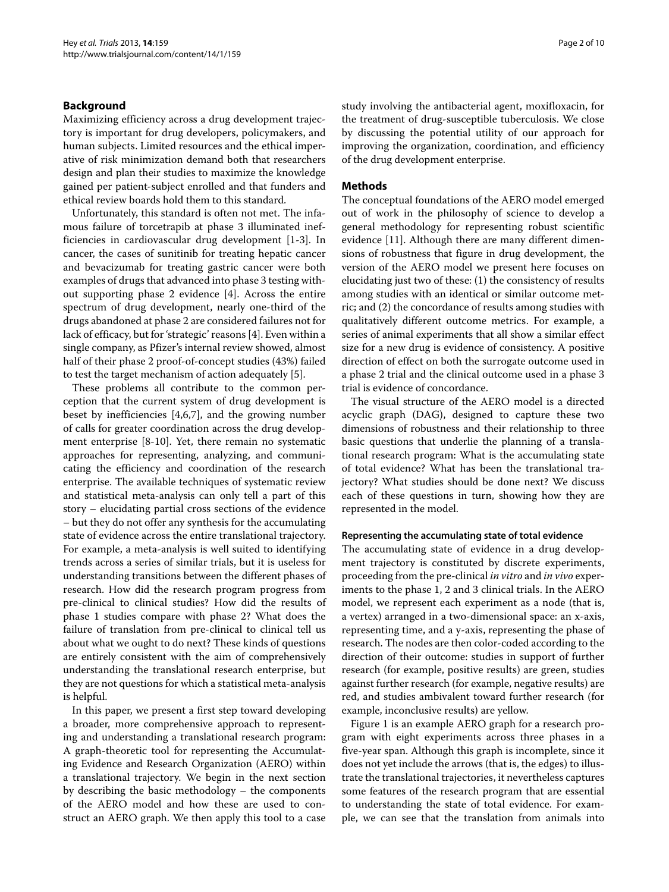## Background

Maximizing efficiency across a drug development trajectory is important for drug developers, policymakers, and human subjects. Limited resources and the ethical imperative of risk minimization demand both that researchers design and plan their studies to maximize the knowledge gained per patient-subject enrolled and that funders and ethical review boards hold them to this standard.

Unfortunately, this standard is often not met. The infamous failure of torcetrapib at phase 3 illuminated inefficiencies in cardiovascular drug development [1-3]. In cancer, the cases of sunitinib for treating hepatic cancer and bevacizumab for treating gastric cancer were both examples of drugs that advanced into phase 3 testing without supporting phase 2 evidence [4]. Across the entire spectrum of drug development, nearly one-third of the drugs abandoned at phase 2 are considered failures not for lack of efficacy, but for 'strategic' reasons [4]. Even within a single company, as Pfizer's internal review showed, almost half of their phase 2 proof-of-concept studies (43%) failed to test the target mechanism of action adequately [5].

These problems all contribute to the common perception that the current system of drug development is beset by inefficiencies [4,6,7], and the growing number of calls for greater coordination across the drug development enterprise [8-10]. Yet, there remain no systematic approaches for representing, analyzing, and communicating the efficiency and coordination of the research enterprise. The available techniques of systematic review and statistical meta-analysis can only tell a part of this story – elucidating partial cross sections of the evidence – but they do not offer any synthesis for the accumulating state of evidence across the entire translational trajectory. For example, a meta-analysis is well suited to identifying trends across a series of similar trials, but it is useless for understanding transitions between the different phases of research. How did the research program progress from pre-clinical to clinical studies? How did the results of phase 1 studies compare with phase 2? What does the failure of translation from pre-clinical to clinical tell us about what we ought to do next? These kinds of questions are entirely consistent with the aim of comprehensively understanding the translational research enterprise, but they are not questions for which a statistical meta-analysis is helpful.

In this paper, we present a first step toward developing a broader, more comprehensive approach to representing and understanding a translational research program: A graph-theoretic tool for representing the Accumulating Evidence and Research Organization (AERO) within a translational trajectory. We begin in the next section by describing the basic methodology – the components of the AERO model and how these are used to construct an AERO graph. We then apply this tool to a case study involving the antibacterial agent, moxifloxacin, for the treatment of drug-susceptible tuberculosis. We close by discussing the potential utility of our approach for improving the organization, coordination, and efficiency of the drug development enterprise.

## Methods

The conceptual foundations of the AERO model emerged out of work in the philosophy of science to develop a general methodology for representing robust scientific evidence [11]. Although there are many different dimensions of robustness that figure in drug development, the version of the AERO model we present here focuses on elucidating just two of these: (1) the consistency of results among studies with an identical or similar outcome metric; and (2) the concordance of results among studies with qualitatively different outcome metrics. For example, a series of animal experiments that all show a similar effect size for a new drug is evidence of consistency. A positive direction of effect on both the surrogate outcome used in a phase 2 trial and the clinical outcome used in a phase 3 trial is evidence of concordance.

The visual structure of the AERO model is a directed acyclic graph (DAG), designed to capture these two dimensions of robustness and their relationship to three basic questions that underlie the planning of a translational research program: What is the accumulating state of total evidence? What has been the translational trajectory? What studies should be done next? We discuss each of these questions in turn, showing how they are represented in the model.

### Representing the accumulating state of total evidence

The accumulating state of evidence in a drug development trajectory is constituted by discrete experiments, proceeding from the pre-clinical *in vitro* and *in vivo* experiments to the phase 1, 2 and 3 clinical trials. In the AERO model, we represent each experiment as a node (that is, a vertex) arranged in a two-dimensional space: an x-axis, representing time, and a y-axis, representing the phase of research. The nodes are then color-coded according to the direction of their outcome: studies in support of further research (for example, positive results) are green, studies against further research (for example, negative results) are red, and studies ambivalent toward further research (for example, inconclusive results) are yellow.

Figure 1 is an example AERO graph for a research program with eight experiments across three phases in a five-year span. Although this graph is incomplete, since it does not yet include the arrows (that is, the edges) to illustrate the translational trajectories, it nevertheless captures some features of the research program that are essential to understanding the state of total evidence. For example, we can see that the translation from animals into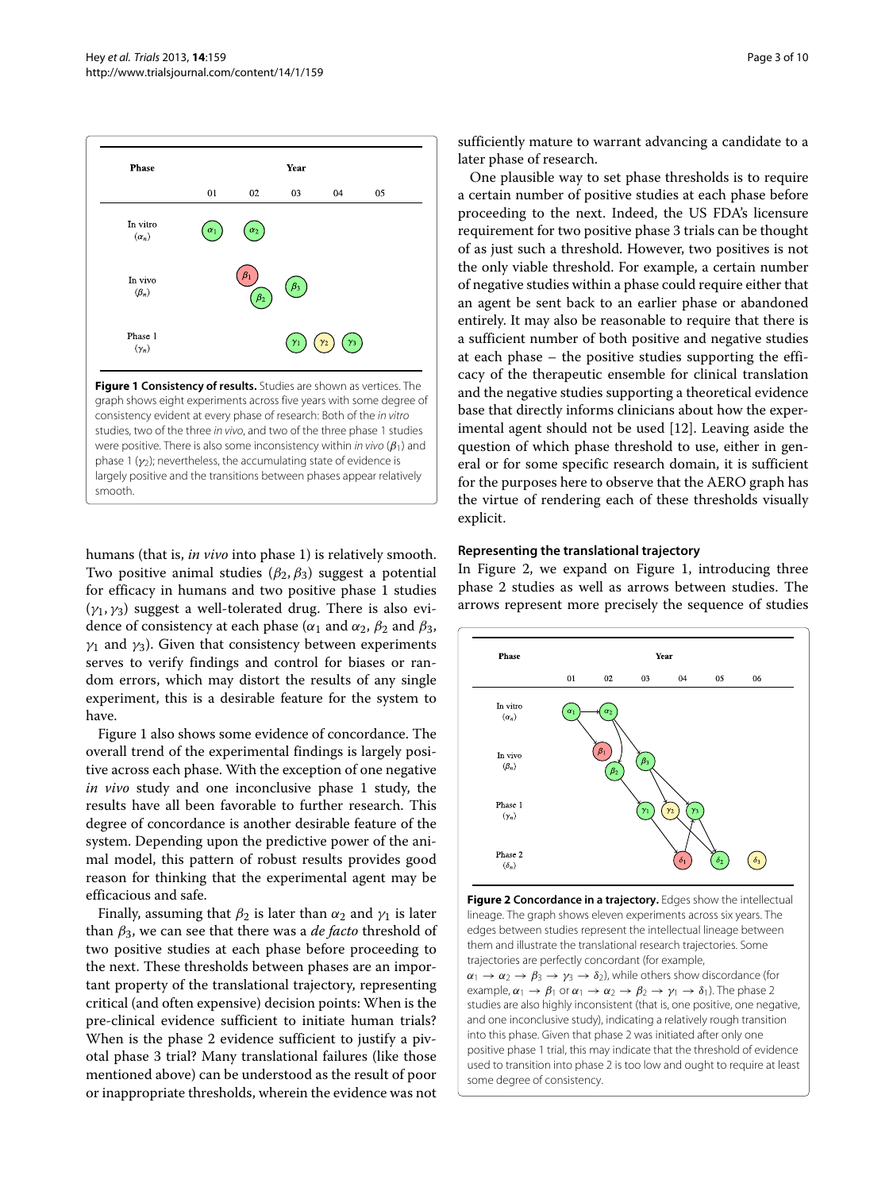**Figure 1 Consistency of results.** Studies are shown as vertices. The graph shows eight experiments across five years with some degree of consistency evident at every phase of research: Both of the *in vitro* studies, two of the three *in vivo*, and two of the three phase 1 studies were positive. There is also some inconsistency within *in vivo* ($\beta_1$) and phase 1 ($\gamma_2$); nevertheless, the accumulating state of evidence is largely positive and the transitions between phases appear relatively smooth.

humans (that is, *in vivo* into phase 1) is relatively smooth. Two positive animal studies ($\beta_2, \beta_3$) suggest a potential for efficacy in humans and two positive phase 1 studies ($\gamma_1, \gamma_3$) suggest a well-tolerated drug. There is also evidence of consistency at each phase ($\alpha_1$ and $\alpha_2$, $\beta_2$ and $\beta_3$, $\gamma_1$ and $\gamma_3$). Given that consistency between experiments serves to verify findings and control for biases or random errors, which may distort the results of any single experiment, this is a desirable feature for the system to have.

Figure 1 also shows some evidence of concordance. The overall trend of the experimental findings is largely positive across each phase. With the exception of one negative *in vivo* study and one inconclusive phase 1 study, the results have all been favorable to further research. This degree of concordance is another desirable feature of the system. Depending upon the predictive power of the animal model, this pattern of robust results provides good reason for thinking that the experimental agent may be efficacious and safe.

Finally, assuming that $\beta_2$ is later than $\alpha_2$ and $\gamma_1$ is later than $\beta_3$, we can see that there was a *de facto* threshold of two positive studies at each phase before proceeding to the next. These thresholds between phases are an important property of the translational trajectory, representing critical (and often expensive) decision points: When is the pre-clinical evidence sufficient to initiate human trials? When is the phase 2 evidence sufficient to justify a pivotal phase 3 trial? Many translational failures (like those mentioned above) can be understood as the result of poor or inappropriate thresholds, wherein the evidence was not sufficiently mature to warrant advancing a candidate to a later phase of research.

One plausible way to set phase thresholds is to require a certain number of positive studies at each phase before proceeding to the next. Indeed, the US FDA's licensure requirement for two positive phase 3 trials can be thought of as just such a threshold. However, two positives is not the only viable threshold. For example, a certain number of negative studies within a phase could require either that an agent be sent back to an earlier phase or abandoned entirely. It may also be reasonable to require that there is a sufficient number of both positive and negative studies at each phase – the positive studies supporting the efficacy of the therapeutic ensemble for clinical translation and the negative studies supporting a theoretical evidence base that directly informs clinicians about how the experimental agent should not be used [12]. Leaving aside the question of which phase threshold to use, either in general or for some specific research domain, it is sufficient for the purposes here to observe that the AERO graph has the virtue of rendering each of these thresholds visually explicit.

#### Representing the translational trajectory

In Figure 2, we expand on Figure 1, introducing three phase 2 studies as well as arrows between studies. The arrows represent more precisely the sequence of studies

**Figure 2 Concordance in a trajectory.** Edges show the intellectual lineage. The graph shows eleven experiments across six years. The edges between studies represent the intellectual lineage between them and illustrate the translational research trajectories. Some trajectories are perfectly concordant (for example, $\alpha_1 \rightarrow \alpha_2 \rightarrow \beta_3 \rightarrow \gamma_3 \rightarrow \delta_2$), while others show discordance (for example, $\alpha_1 \rightarrow \beta_1$ or $\alpha_1 \rightarrow \alpha_2 \rightarrow \beta_2 \rightarrow \gamma_1 \rightarrow \delta_1$). The phase 2 studies are also highly inconsistent (that is, one positive, one negative, and one inconclusive study), indicating a relatively rough transition into this phase. Given that phase 2 was initiated after only one positive phase 1 trial, this may indicate that the threshold of evidence used to transition into phase 2 is too low and ought to require at least some degree of consistency.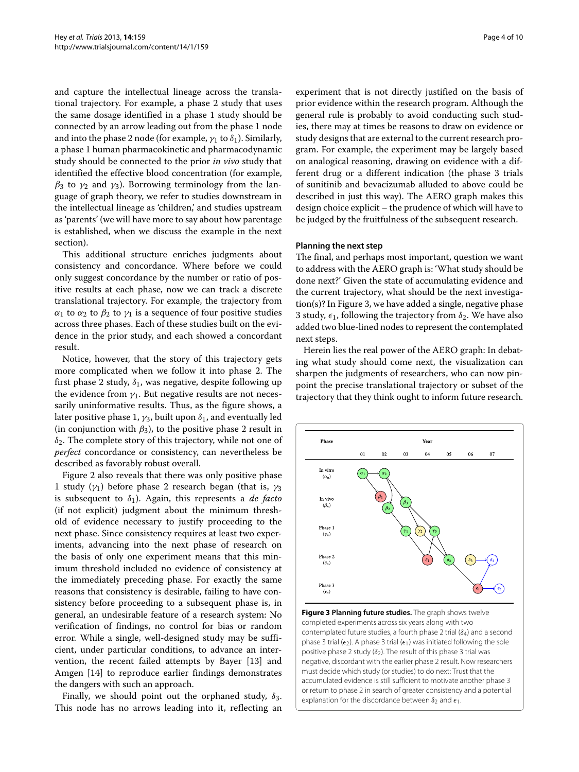and capture the intellectual lineage across the translational trajectory. For example, a phase 2 study that uses the same dosage identified in a phase 1 study should be connected by an arrow leading out from the phase 1 node and into the phase 2 node (for example, $\gamma_1$ to $\delta_1$). Similarly, a phase 1 human pharmacokinetic and pharmacodynamic study should be connected to the prior *in vivo* study that identified the effective blood concentration (for example, $\beta_3$ to $\gamma_2$ and $\gamma_3$). Borrowing terminology from the language of graph theory, we refer to studies downstream in the intellectual lineage as 'children,' and studies upstream as 'parents' (we will have more to say about how parentage is established, when we discuss the example in the next section).

This additional structure enriches judgments about consistency and concordance. Where before we could only suggest concordance by the number or ratio of positive results at each phase, now we can track a discrete translational trajectory. For example, the trajectory from $\alpha_1$ to $\alpha_2$ to $\beta_2$ to $\gamma_1$ is a sequence of four positive studies across three phases. Each of these studies built on the evidence in the prior study, and each showed a concordant result.

Notice, however, that the story of this trajectory gets more complicated when we follow it into phase 2. The first phase 2 study, $\delta_1$, was negative, despite following up the evidence from $\gamma_1$. But negative results are not necessarily uninformative results. Thus, as the figure shows, a later positive phase 1, $\gamma_3$, built upon $\delta_1$, and eventually led (in conjunction with $\beta_3$), to the positive phase 2 result in $\delta_2$. The complete story of this trajectory, while not one of *perfect* concordance or consistency, can nevertheless be described as favorably robust overall.

Figure 2 also reveals that there was only positive phase 1 study ($\gamma_1$) before phase 2 research began (that is, $\gamma_3$ is subsequent to $\delta_1$). Again, this represents a *de facto* (if not explicit) judgment about the minimum threshold of evidence necessary to justify proceeding to the next phase. Since consistency requires at least two experiments, advancing into the next phase of research on the basis of only one experiment means that this minimum threshold included no evidence of consistency at the immediately preceding phase. For exactly the same reasons that consistency is desirable, failing to have consistency before proceeding to a subsequent phase is, in general, an undesirable feature of a research system: No verification of findings, no control for bias or random error. While a single, well-designed study may be sufficient, under particular conditions, to advance an intervention, the recent failed attempts by Bayer [13] and Amgen [14] to reproduce earlier findings demonstrates the dangers with such an approach.

Finally, we should point out the orphaned study, $\delta_3$. This node has no arrows leading into it, reflecting an experiment that is not directly justified on the basis of prior evidence within the research program. Although the general rule is probably to avoid conducting such studies, there may at times be reasons to draw on evidence or study designs that are external to the current research program. For example, the experiment may be largely based on analogical reasoning, drawing on evidence with a different drug or a different indication (the phase 3 trials of sunitinib and bevacizumab alluded to above could be described in just this way). The AERO graph makes this design choice explicit – the prudence of which will have to be judged by the fruitfulness of the subsequent research.

### Planning the next step

The final, and perhaps most important, question we want to address with the AERO graph is: 'What study should be done next?' Given the state of accumulating evidence and the current trajectory, what should be the next investigation(s)? In Figure 3, we have added a single, negative phase 3 study, $\epsilon_1$, following the trajectory from $\delta_2$. We have also added two blue-lined nodes to represent the contemplated next steps.

Herein lies the real power of the AERO graph: In debating what study should come next, the visualization can sharpen the judgments of researchers, who can now pinpoint the precise translational trajectory or subset of the trajectory that they think ought to inform future research.

**Figure 3 Planning future studies.** The graph shows twelve completed experiments across six years along with two contemplated future studies, a fourth phase 2 trial ($\delta_4$) and a second phase 3 trial ($\epsilon_2$). A phase 3 trial ($\epsilon_1$) was initiated following the sole positive phase 2 study ($\delta_2$). The result of this phase 3 trial was negative, discordant with the earlier phase 2 result. Now researchers must decide which study (or studies) to do next: Trust that the accumulated evidence is still sufficient to motivate another phase 3 or return to phase 2 in search of greater consistency and a potential explanation for the discordance between $\delta_2$ and $\epsilon_1$.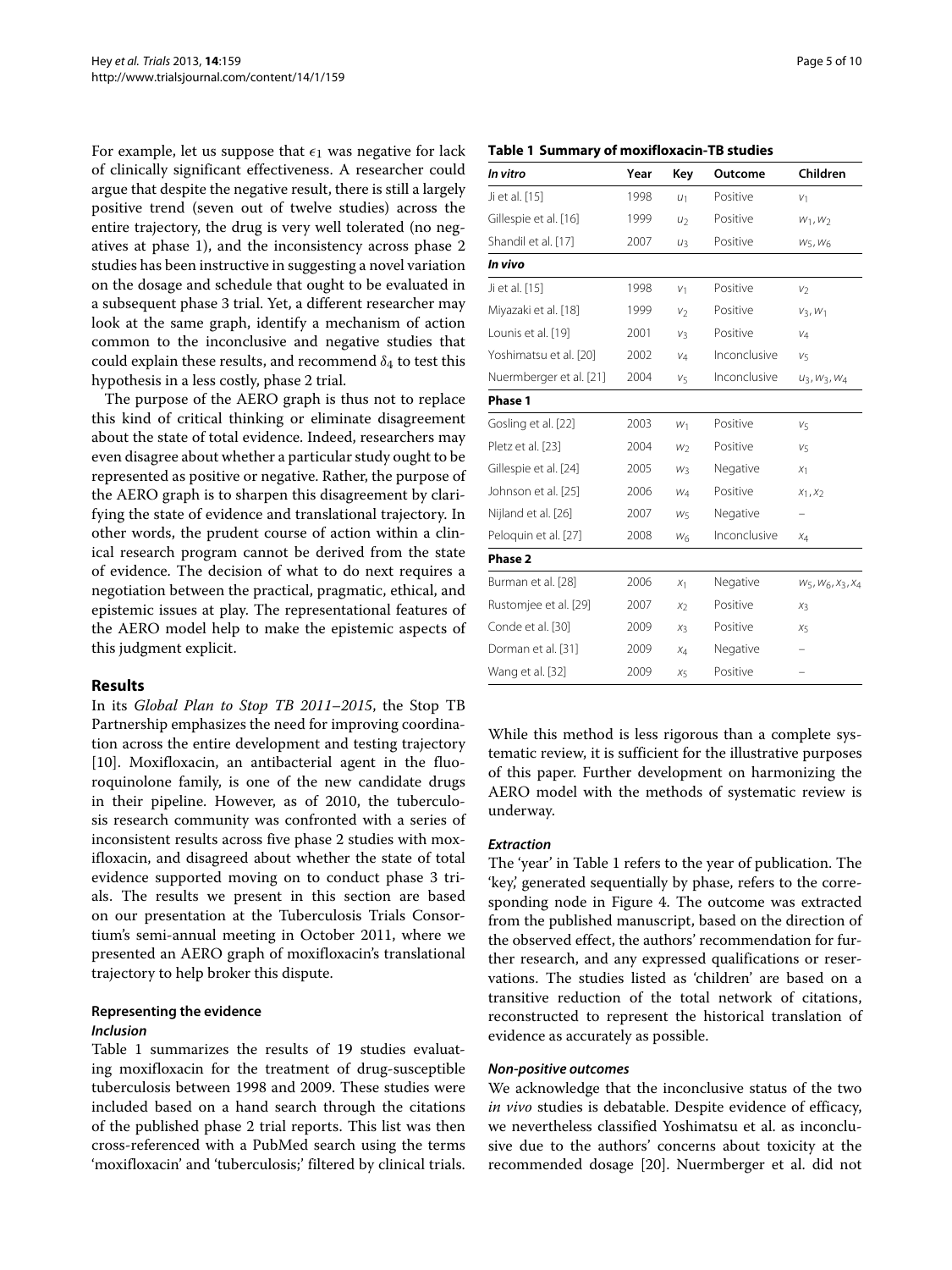For example, let us suppose that $\epsilon_1$ was negative for lack of clinically significant effectiveness. A researcher could argue that despite the negative result, there is still a largely positive trend (seven out of twelve studies) across the entire trajectory, the drug is very well tolerated (no negatives at phase 1), and the inconsistency across phase 2 studies has been instructive in suggesting a novel variation on the dosage and schedule that ought to be evaluated in a subsequent phase 3 trial. Yet, a different researcher may look at the same graph, identify a mechanism of action common to the inconclusive and negative studies that could explain these results, and recommend $\delta_4$ to test this hypothesis in a less costly, phase 2 trial.

The purpose of the AERO graph is thus not to replace this kind of critical thinking or eliminate disagreement about the state of total evidence. Indeed, researchers may even disagree about whether a particular study ought to be represented as positive or negative. Rather, the purpose of the AERO graph is to sharpen this disagreement by clarifying the state of evidence and translational trajectory. In other words, the prudent course of action within a clinical research program cannot be derived from the state of evidence. The decision of what to do next requires a negotiation between the practical, pragmatic, ethical, and epistemic issues at play. The representational features of the AERO model help to make the epistemic aspects of this judgment explicit.

## Results

In its *Global Plan to Stop TB 2011–2015*, the Stop TB Partnership emphasizes the need for improving coordination across the entire development and testing trajectory [10]. Moxifloxacin, an antibacterial agent in the fluoroquinolone family, is one of the new candidate drugs in their pipeline. However, as of 2010, the tuberculosis research community was confronted with a series of inconsistent results across five phase 2 studies with moxifloxacin, and disagreed about whether the state of total evidence supported moving on to conduct phase 3 trials. The results we present in this section are based on our presentation at the Tuberculosis Trials Consortium's semi-annual meeting in October 2011, where we presented an AERO graph of moxifloxacin's translational trajectory to help broker this dispute.

### Representing the evidence

#### *Inclusion*

Table 1 summarizes the results of 19 studies evaluating moxifloxacin for the treatment of drug-susceptible tuberculosis between 1998 and 2009. These studies were included based on a hand search through the citations of the published phase 2 trial reports. This list was then cross-referenced with a PubMed search using the terms 'moxifloxacin' and 'tuberculosis;' filtered by clinical trials.

**Table 1 Summary of moxifloxacin-TB studies**

| *In vitro* | Year | Key | Outcome | Children |
|---|---|---|---|---|
| Ji et al. [15] | 1998 | $u_1$ | Positive | $v_1$ |
| Gillespie et al. [16] | 1999 | $u_2$ | Positive | $w_1, w_2$ |
| Shandil et al. [17] | 2007 | $u_3$ | Positive | $w_5, w_6$ |
| ***In vivo*** | | | | |
| Ji et al. [15] | 1998 | $v_1$ | Positive | $v_2$ |
| Miyazaki et al. [18] | 1999 | $v_2$ | Positive | $v_3, w_1$ |
| Lounis et al. [19] | 2001 | $v_3$ | Positive | $v_4$ |
| Yoshimatsu et al. [20] | 2002 | $v_4$ | Inconclusive | $v_5$ |
| Nuermberger et al. [21] | 2004 | $v_5$ | Inconclusive | $u_3, w_3, w_4$ |
| **Phase 1** | | | | |
| Gosling et al. [22] | 2003 | $w_1$ | Positive | $v_5$ |
| Pletz et al. [23] | 2004 | $w_2$ | Positive | $v_5$ |
| Gillespie et al. [24] | 2005 | $w_3$ | Negative | $x_1$ |
| Johnson et al. [25] | 2006 | $w_4$ | Positive | $x_1, x_2$ |
| Nijland et al. [26] | 2007 | $w_5$ | Negative | – |
| Peloquin et al. [27] | 2008 | $w_6$ | Inconclusive | $x_4$ |
| **Phase 2** | | | | |
| Burman et al. [28] | 2006 | $x_1$ | Negative | $w_5, w_6, x_3, x_4$ |
| Rustomjee et al. [29] | 2007 | $x_2$ | Positive | $x_3$ |
| Conde et al. [30] | 2009 | $x_3$ | Positive | $x_5$ |
| Dorman et al. [31] | 2009 | $x_4$ | Negative | – |
| Wang et al. [32] | 2009 | $x_5$ | Positive | – |

While this method is less rigorous than a complete systematic review, it is sufficient for the illustrative purposes of this paper. Further development on harmonizing the AERO model with the methods of systematic review is underway.

#### *Extraction*

The 'year' in Table 1 refers to the year of publication. The 'key,' generated sequentially by phase, refers to the corresponding node in Figure 4. The outcome was extracted from the published manuscript, based on the direction of the observed effect, the authors' recommendation for further research, and any expressed qualifications or reservations. The studies listed as 'children' are based on a transitive reduction of the total network of citations, reconstructed to represent the historical translation of evidence as accurately as possible.

#### *Non-positive outcomes*

We acknowledge that the inconclusive status of the two *in vivo* studies is debatable. Despite evidence of efficacy, we nevertheless classified Yoshimatsu et al. as inconclusive due to the authors' concerns about toxicity at the recommended dosage [20]. Nuermberger et al. did not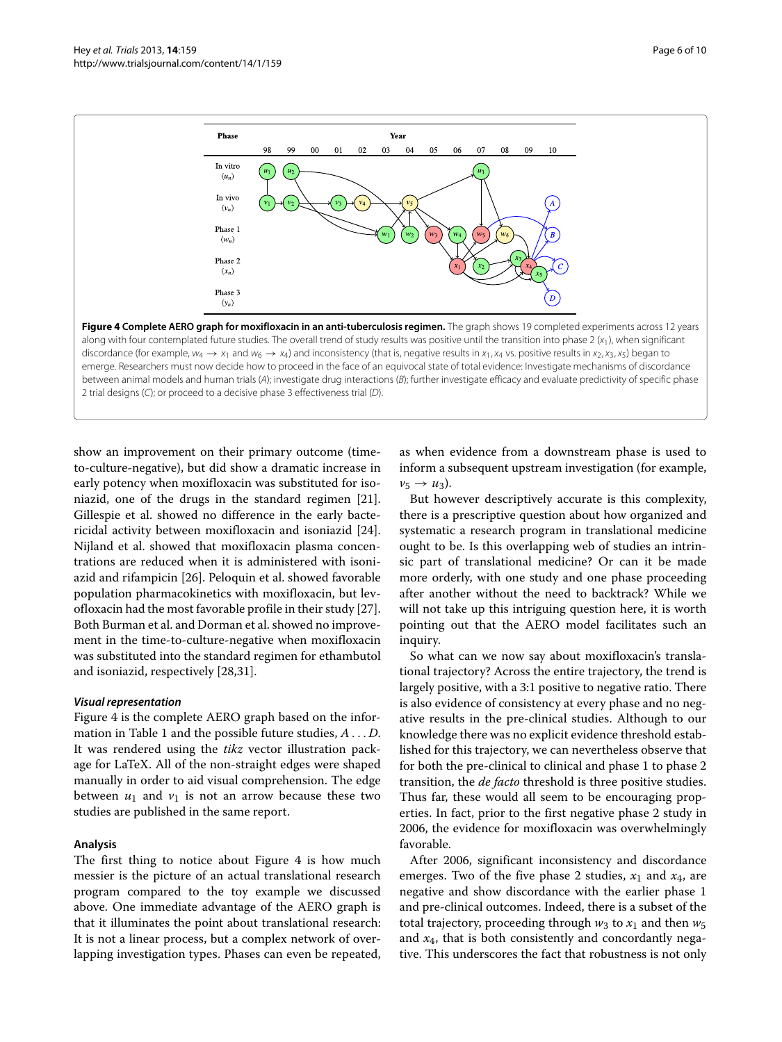**Figure 4 Complete AERO graph for moxifloxacin in an anti-tuberculosis regimen.** The graph shows 19 completed experiments across 12 years along with four contemplated future studies. The overall trend of study results was positive until the transition into phase 2 ($x_1$), when significant discordance (for example, $w_4 \rightarrow x_1$ and $w_6 \rightarrow x_4$) and inconsistency (that is, negative results in $x_1, x_4$ vs. positive results in $x_2, x_3, x_5$) began to emerge. Researchers must now decide how to proceed in the face of an equivocal state of total evidence: Investigate mechanisms of discordance between animal models and human trials (*A*); investigate drug interactions (*B*); further investigate efficacy and evaluate predictivity of specific phase 2 trial designs (*C*); or proceed to a decisive phase 3 effectiveness trial (*D*).

show an improvement on their primary outcome (time-to-culture-negative), but did show a dramatic increase in early potency when moxifloxacin was substituted for isoniazid, one of the drugs in the standard regimen [21]. Gillespie et al. showed no difference in the early bactericidal activity between moxifloxacin and isoniazid [24]. Nijland et al. showed that moxifloxacin plasma concentrations are reduced when it is administered with isoniazid and rifampicin [26]. Peloquin et al. showed favorable population pharmacokinetics with moxifloxacin, but levofloxacin had the most favorable profile in their study [27]. Both Burman et al. and Dorman et al. showed no improvement in the time-to-culture-negative when moxifloxacin was substituted into the standard regimen for ethambutol and isoniazid, respectively [28,31].

### *Visual representation*

Figure 4 is the complete AERO graph based on the information in Table 1 and the possible future studies, $A \ldots D$. It was rendered using the *tikz* vector illustration package for LaTeX. All of the non-straight edges were shaped manually in order to aid visual comprehension. The edge between $u_1$ and $v_1$ is not an arrow because these two studies are published in the same report.

## Analysis

The first thing to notice about Figure 4 is how much messier is the picture of an actual translational research program compared to the toy example we discussed above. One immediate advantage of the AERO graph is that it illuminates the point about translational research: It is not a linear process, but a complex network of overlapping investigation types. Phases can even be repeated, as when evidence from a downstream phase is used to inform a subsequent upstream investigation (for example, $v_5 \rightarrow u_3$).

But however descriptively accurate is this complexity, there is a prescriptive question about how organized and systematic a research program in translational medicine ought to be. Is this overlapping web of studies an intrinsic part of translational medicine? Or can it be made more orderly, with one study and one phase proceeding after another without the need to backtrack? While we will not take up this intriguing question here, it is worth pointing out that the AERO model facilitates such an inquiry.

So what can we now say about moxifloxacin's translational trajectory? Across the entire trajectory, the trend is largely positive, with a 3:1 positive to negative ratio. There is also evidence of consistency at every phase and no negative results in the pre-clinical studies. Although to our knowledge there was no explicit evidence threshold established for this trajectory, we can nevertheless observe that for both the pre-clinical to clinical and phase 1 to phase 2 transition, the *de facto* threshold is three positive studies. Thus far, these would all seem to be encouraging properties. In fact, prior to the first negative phase 2 study in 2006, the evidence for moxifloxacin was overwhelmingly favorable.

After 2006, significant inconsistency and discordance emerges. Two of the five phase 2 studies, $x_1$ and $x_4$, are negative and show discordance with the earlier phase 1 and pre-clinical outcomes. Indeed, there is a subset of the total trajectory, proceeding through $w_3$ to $x_1$ and then $w_5$ and $x_4$, that is both consistently and concordantly negative. This underscores the fact that robustness is not only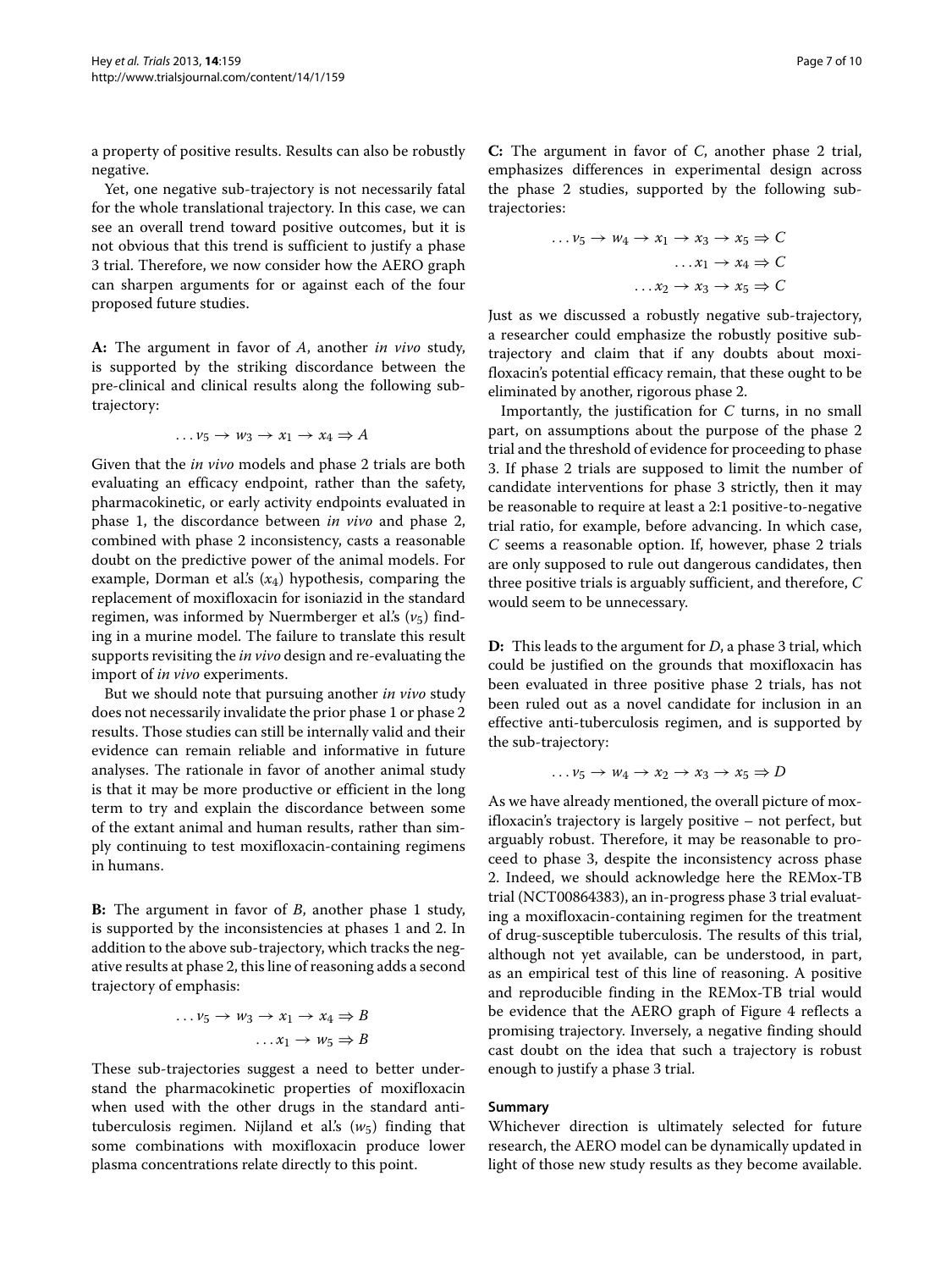a property of positive results. Results can also be robustly negative.

Yet, one negative sub-trajectory is not necessarily fatal for the whole translational trajectory. In this case, we can see an overall trend toward positive outcomes, but it is not obvious that this trend is sufficient to justify a phase 3 trial. Therefore, we now consider how the AERO graph can sharpen arguments for or against each of the four proposed future studies.

**A:** The argument in favor of $A$, another *in vivo* study, is supported by the striking discordance between the pre-clinical and clinical results along the following sub-trajectory:

$$\ldots v_5 \rightarrow w_3 \rightarrow x_1 \rightarrow x_4 \Rightarrow A$$

Given that the *in vivo* models and phase 2 trials are both evaluating an efficacy endpoint, rather than the safety, pharmacokinetic, or early activity endpoints evaluated in phase 1, the discordance between *in vivo* and phase 2, combined with phase 2 inconsistency, casts a reasonable doubt on the predictive power of the animal models. For example, Dorman et al.'s ($x_4$) hypothesis, comparing the replacement of moxifloxacin for isoniazid in the standard regimen, was informed by Nuermberger et al.'s ($v_5$) finding in a murine model. The failure to translate this result supports revisiting the *in vivo* design and re-evaluating the import of *in vivo* experiments.

But we should note that pursuing another *in vivo* study does not necessarily invalidate the prior phase 1 or phase 2 results. Those studies can still be internally valid and their evidence can remain reliable and informative in future analyses. The rationale in favor of another animal study is that it may be more productive or efficient in the long term to try and explain the discordance between some of the extant animal and human results, rather than simply continuing to test moxifloxacin-containing regimens in humans.

**B:** The argument in favor of $B$, another phase 1 study, is supported by the inconsistencies at phases 1 and 2. In addition to the above sub-trajectory, which tracks the negative results at phase 2, this line of reasoning adds a second trajectory of emphasis:

$$\ldots v_5 \rightarrow w_3 \rightarrow x_1 \rightarrow x_4 \Rightarrow B$$
$$\ldots x_1 \rightarrow w_5 \Rightarrow B$$

These sub-trajectories suggest a need to better understand the pharmacokinetic properties of moxifloxacin when used with the other drugs in the standard anti-tuberculosis regimen. Nijland et al.'s ($w_5$) finding that some combinations with moxifloxacin produce lower plasma concentrations relate directly to this point.

**C:** The argument in favor of $C$, another phase 2 trial, emphasizes differences in experimental design across the phase 2 studies, supported by the following sub-trajectories:

$$\ldots v_5 \rightarrow w_4 \rightarrow x_1 \rightarrow x_3 \rightarrow x_5 \Rightarrow C$$
$$\ldots x_1 \rightarrow x_4 \Rightarrow C$$
$$\ldots x_2 \rightarrow x_3 \rightarrow x_5 \Rightarrow C$$

Just as we discussed a robustly negative sub-trajectory, a researcher could emphasize the robustly positive sub-trajectory and claim that if any doubts about moxifloxacin's potential efficacy remain, that these ought to be eliminated by another, rigorous phase 2.

Importantly, the justification for $C$ turns, in no small part, on assumptions about the purpose of the phase 2 trial and the threshold of evidence for proceeding to phase 3. If phase 2 trials are supposed to limit the number of candidate interventions for phase 3 strictly, then it may be reasonable to require at least a 2:1 positive-to-negative trial ratio, for example, before advancing. In which case, $C$ seems a reasonable option. If, however, phase 2 trials are only supposed to rule out dangerous candidates, then three positive trials is arguably sufficient, and therefore, $C$ would seem to be unnecessary.

**D:** This leads to the argument for $D$, a phase 3 trial, which could be justified on the grounds that moxifloxacin has been evaluated in three positive phase 2 trials, has not been ruled out as a novel candidate for inclusion in an effective anti-tuberculosis regimen, and is supported by the sub-trajectory:

$$\ldots v_5 \rightarrow w_4 \rightarrow x_2 \rightarrow x_3 \rightarrow x_5 \Rightarrow D$$

As we have already mentioned, the overall picture of moxifloxacin's trajectory is largely positive – not perfect, but arguably robust. Therefore, it may be reasonable to proceed to phase 3, despite the inconsistency across phase 2. Indeed, we should acknowledge here the REMox-TB trial (NCT00864383), an in-progress phase 3 trial evaluating a moxifloxacin-containing regimen for the treatment of drug-susceptible tuberculosis. The results of this trial, although not yet available, can be understood, in part, as an empirical test of this line of reasoning. A positive and reproducible finding in the REMox-TB trial would be evidence that the AERO graph of Figure 4 reflects a promising trajectory. Inversely, a negative finding should cast doubt on the idea that such a trajectory is robust enough to justify a phase 3 trial.

### Summary

Whichever direction is ultimately selected for future research, the AERO model can be dynamically updated in light of those new study results as they become available.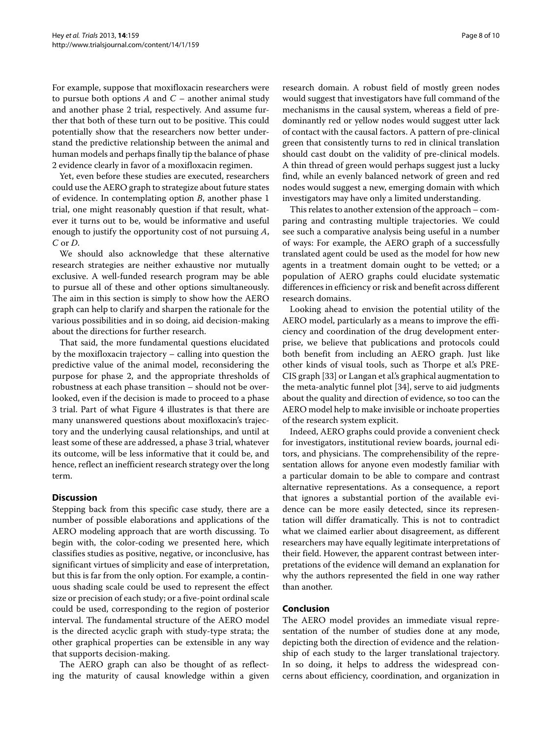For example, suppose that moxifloxacin researchers were to pursue both options *A* and *C* – another animal study and another phase 2 trial, respectively. And assume further that both of these turn out to be positive. This could potentially show that the researchers now better understand the predictive relationship between the animal and human models and perhaps finally tip the balance of phase 2 evidence clearly in favor of a moxifloxacin regimen.

Yet, even before these studies are executed, researchers could use the AERO graph to strategize about future states of evidence. In contemplating option *B*, another phase 1 trial, one might reasonably question if that result, whatever it turns out to be, would be informative and useful enough to justify the opportunity cost of not pursuing *A*, *C* or *D*.

We should also acknowledge that these alternative research strategies are neither exhaustive nor mutually exclusive. A well-funded research program may be able to pursue all of these and other options simultaneously. The aim in this section is simply to show how the AERO graph can help to clarify and sharpen the rationale for the various possibilities and in so doing, aid decision-making about the directions for further research.

That said, the more fundamental questions elucidated by the moxifloxacin trajectory – calling into question the predictive value of the animal model, reconsidering the purpose for phase 2, and the appropriate thresholds of robustness at each phase transition – should not be overlooked, even if the decision is made to proceed to a phase 3 trial. Part of what Figure 4 illustrates is that there are many unanswered questions about moxifloxacin's trajectory and the underlying causal relationships, and until at least some of these are addressed, a phase 3 trial, whatever its outcome, will be less informative that it could be, and hence, reflect an inefficient research strategy over the long term.

## Discussion

Stepping back from this specific case study, there are a number of possible elaborations and applications of the AERO modeling approach that are worth discussing. To begin with, the color-coding we presented here, which classifies studies as positive, negative, or inconclusive, has significant virtues of simplicity and ease of interpretation, but this is far from the only option. For example, a continuous shading scale could be used to represent the effect size or precision of each study; or a five-point ordinal scale could be used, corresponding to the region of posterior interval. The fundamental structure of the AERO model is the directed acyclic graph with study-type strata; the other graphical properties can be extensible in any way that supports decision-making.

The AERO graph can also be thought of as reflecting the maturity of causal knowledge within a given research domain. A robust field of mostly green nodes would suggest that investigators have full command of the mechanisms in the causal system, whereas a field of predominantly red or yellow nodes would suggest utter lack of contact with the causal factors. A pattern of pre-clinical green that consistently turns to red in clinical translation should cast doubt on the validity of pre-clinical models. A thin thread of green would perhaps suggest just a lucky find, while an evenly balanced network of green and red nodes would suggest a new, emerging domain with which investigators may have only a limited understanding.

This relates to another extension of the approach – comparing and contrasting multiple trajectories. We could see such a comparative analysis being useful in a number of ways: For example, the AERO graph of a successfully translated agent could be used as the model for how new agents in a treatment domain ought to be vetted; or a population of AERO graphs could elucidate systematic differences in efficiency or risk and benefit across different research domains.

Looking ahead to envision the potential utility of the AERO model, particularly as a means to improve the efficiency and coordination of the drug development enterprise, we believe that publications and protocols could both benefit from including an AERO graph. Just like other kinds of visual tools, such as Thorpe et al.'s PRECIS graph [33] or Langan et al.'s graphical augmentation to the meta-analytic funnel plot [34], serve to aid judgments about the quality and direction of evidence, so too can the AERO model help to make invisible or inchoate properties of the research system explicit.

Indeed, AERO graphs could provide a convenient check for investigators, institutional review boards, journal editors, and physicians. The comprehensibility of the representation allows for anyone even modestly familiar with a particular domain to be able to compare and contrast alternative representations. As a consequence, a report that ignores a substantial portion of the available evidence can be more easily detected, since its representation will differ dramatically. This is not to contradict what we claimed earlier about disagreement, as different researchers may have equally legitimate interpretations of their field. However, the apparent contrast between interpretations of the evidence will demand an explanation for why the authors represented the field in one way rather than another.

## Conclusion

The AERO model provides an immediate visual representation of the number of studies done at any mode, depicting both the direction of evidence and the relationship of each study to the larger translational trajectory. In so doing, it helps to address the widespread concerns about efficiency, coordination, and organization in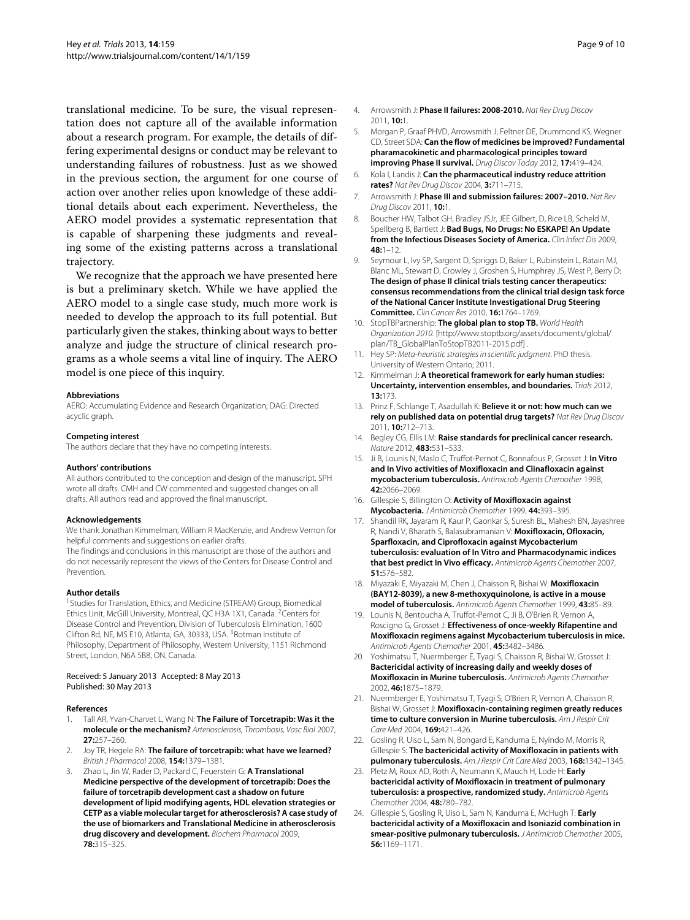translational medicine. To be sure, the visual representation does not capture all of the available information about a research program. For example, the details of differing experimental designs or conduct may be relevant to understanding failures of robustness. Just as we showed in the previous section, the argument for one course of action over another relies upon knowledge of these additional details about each experiment. Nevertheless, the AERO model provides a systematic representation that is capable of sharpening these judgments and revealing some of the existing patterns across a translational trajectory.

We recognize that the approach we have presented here is but a preliminary sketch. While we have applied the AERO model to a single case study, much more work is needed to develop the approach to its full potential. But particularly given the stakes, thinking about ways to better analyze and judge the structure of clinical research programs as a whole seems a vital line of inquiry. The AERO model is one piece of this inquiry.

#### Abbreviations

AERO: Accumulating Evidence and Research Organization; DAG: Directed acyclic graph.

#### Competing interest

The authors declare that they have no competing interests.

#### Authors' contributions

All authors contributed to the conception and design of the manuscript. SPH wrote all drafts. CMH and CW commented and suggested changes on all drafts. All authors read and approved the final manuscript.

#### Acknowledgements

We thank Jonathan Kimmelman, William R MacKenzie, and Andrew Vernon for helpful comments and suggestions on earlier drafts.
The findings and conclusions in this manuscript are those of the authors and do not necessarily represent the views of the Centers for Disease Control and Prevention.

#### Author details

[1]Studies for Translation, Ethics, and Medicine (STREAM) Group, Biomedical Ethics Unit, McGill University, Montreal, QC H3A 1X1, Canada. [2]Centers for Disease Control and Prevention, Division of Tuberculosis Elimination, 1600 Clifton Rd, NE, MS E10, Atlanta, GA, 30333, USA. [3]Rotman Institute of Philosophy, Department of Philosophy, Western University, 1151 Richmond Street, London, N6A 5B8, ON, Canada.

Received: 5 January 2013 Accepted: 8 May 2013
Published: 30 May 2013

#### References

1. Tall AR, Yvan-Charvet L, Wang N: **The Failure of Torcetrapib: Was it the molecule or the mechanism?** *Arteriosclerosis, Thrombosis, Vasc Biol* 2007, **27:**257–260.
2. Joy TR, Hegele RA: **The failure of torcetrapib: what have we learned?** *British J Pharmacol* 2008, **154:**1379–1381.
3. Zhao L, Jin W, Rader D, Packard C, Feuerstein G: **A Translational Medicine perspective of the development of torcetrapib: Does the failure of torcetrapib development cast a shadow on future development of lipid modifying agents, HDL elevation strategies or CETP as a viable molecular target for atherosclerosis? A case study of the use of biomarkers and Translational Medicine in atherosclerosis drug discovery and development.** *Biochem Pharmacol* 2009, **78:**315–325.
4. Arrowsmith J: **Phase II failures: 2008-2010.** *Nat Rev Drug Discov* 2011, **10:**1.
5. Morgan P, Graaf PHVD, Arrowsmith J, Feltner DE, Drummond KS, Wegner CD, Street SDA: **Can the flow of medicines be improved? Fundamental pharamacokinetic and pharmacological principles toward improving Phase II survival.** *Drug Discov Today* 2012, **17:**419–424.
6. Kola I, Landis J: **Can the pharmaceutical industry reduce attrition rates?** *Nat Rev Drug Discov* 2004, **3:**711–715.
7. Arrowsmith J: **Phase III and submission failures: 2007–2010.** *Nat Rev Drug Discov* 2011, **10:**1.
8. Boucher HW, Talbot GH, Bradley JSJr, JEE Gilbert, D, Rice LB, Scheld M, Spellberg B, Bartlett J: **Bad Bugs, No Drugs: No ESKAPE! An Update from the Infectious Diseases Society of America.** *Clin Infect Dis* 2009, **48:**1–12.
9. Seymour L, Ivy SP, Sargent D, Spriggs D, Baker L, Rubinstein L, Ratain MJ, Blanc ML, Stewart D, Crowley J, Groshen S, Humphrey JS, West P, Berry D: **The design of phase II clinical trials testing cancer therapeutics: consensus recommendations from the clinical trial design task force of the National Cancer Institute Investigational Drug Steering Committee.** *Clin Cancer Res* 2010, **16:**1764–1769.
10. StopTBPartnership: **The global plan to stop TB.** *World Health Organization 2010.* [http://www.stoptb.org/assets/documents/global/plan/TB_GlobalPlanToStopTB2011-2015.pdf] .
11. Hey SP: *Meta-heuristic strategies in scientific judgment.* PhD thesis. University of Western Ontario; 2011.
12. Kimmelman J: **A theoretical framework for early human studies: Uncertainty, intervention ensembles, and boundaries.** *Trials* 2012, **13:**173.
13. Prinz F, Schlange T, Asadullah K: **Believe it or not: how much can we rely on published data on potential drug targets?** *Nat Rev Drug Discov* 2011, **10:**712–713.
14. Begley CG, Ellis LM: **Raise standards for preclinical cancer research.** *Nature* 2012, **483:**531–533.
15. Ji B, Lounis N, Maslo C, Truffot-Pernot C, Bonnafous P, Grosset J: **In Vitro and In Vivo activities of Moxifloxacin and Clinafloxacin against mycobacterium tuberculosis.** *Antimicrob Agents Chemother* 1998, **42:**2066–2069.
16. Gillespie S, Billington O: **Activity of Moxifloxacin against Mycobacteria.** *J Antimicrob Chemother* 1999, **44:**393–395.
17. Shandil RK, Jayaram R, Kaur P, Gaonkar S, Suresh BL, Mahesh BN, Jayashree R, Nandi V, Bharath S, Balasubramanian V: **Moxifloxacin, Ofloxacin, Sparfloxacin, and Ciprofloxacin against Mycobacterium tuberculosis: evaluation of In Vitro and Pharmacodynamic indices that best predict In Vivo efficacy.** *Antimicrob Agents Chemother* 2007, **51:**576–582.
18. Miyazaki E, Miyazaki M, Chen J, Chaisson R, Bishai W: **Moxifloxacin (BAY12-8039), a new 8-methoxyquinolone, is active in a mouse model of tuberculosis.** *Antimicrob Agents Chemother* 1999, **43:**85–89.
19. Lounis N, Bentoucha A, Truffot-Pernot C, Ji B, O'Brien R, Vernon A, Roscigno G, Grosset J: **Effectiveness of once-weekly Rifapentine and Moxifloxacin regimens against Mycobacterium tuberculosis in mice.** *Antimicrob Agents Chemother* 2001, **45:**3482–3486.
20. Yoshimatsu T, Nuermberger E, Tyagi S, Chaisson R, Bishai W, Grosset J: **Bactericidal activity of increasing daily and weekly doses of Moxifloxacin in Murine tuberculosis.** *Antimicrob Agents Chemother* 2002, **46:**1875–1879.
21. Nuermberger E, Yoshimatsu T, Tyagi S, O'Brien R, Vernon A, Chaisson R, Bishai W, Grosset J: **Moxifloxacin-containing regimen greatly reduces time to culture conversion in Murine tuberculosis.** *Am J Respir Crit Care Med* 2004, **169:**421–426.
22. Gosling R, Uiso L, Sam N, Bongard E, Kanduma E, Nyindo M, Morris R, Gillespie S: **The bactericidal activity of Moxifloxacin in patients with pulmonary tuberculosis.** *Am J Respir Crit Care Med* 2003, **168:**1342–1345.
23. Pletz M, Roux AD, Roth A, Neumann K, Mauch H, Lode H: **Early bactericidal activity of Moxifloxacin in treatment of pulmonary tuberculosis: a prospective, randomized study.** *Antimicrob Agents Chemother* 2004, **48:**780–782.
24. Gillespie S, Gosling R, Uiso L, Sam N, Kanduma E, McHugh T: **Early bactericidal activity of a Moxifloxacin and Isoniazid combination in smear-positive pulmonary tuberculosis.** *J Antimicrob Chemother* 2005, **56:**1169–1171.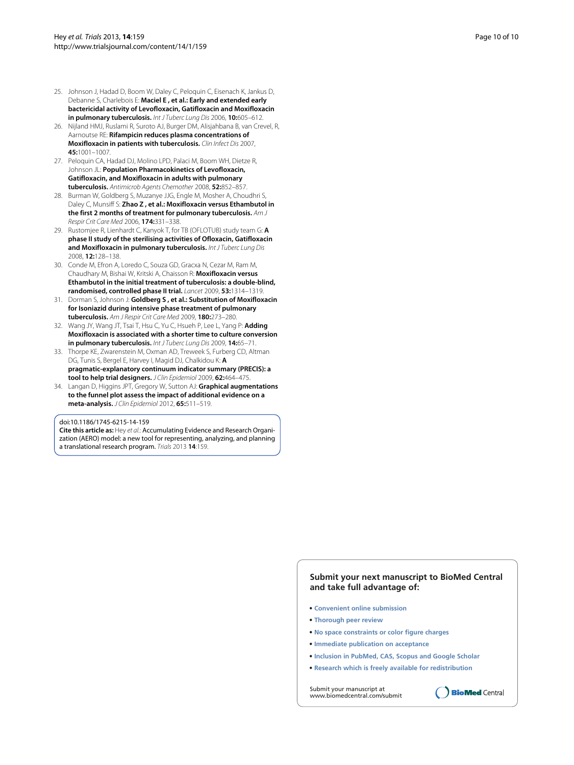25. Johnson J, Hadad D, Boom W, Daley C, Peloquin C, Eisenach K, Jankus D, Debanne S, Charlebois E: **Maciel E , et al.: Early and extended early bactericidal activity of Levofloxacin, Gatifloxacin and Moxifloxacin in pulmonary tuberculosis.** *Int J Tuberc Lung Dis* 2006, **10:**605–612.
26. Nijland HMJ, Ruslami R, Suroto AJ, Burger DM, Alisjahbana B, van Crevel, R, Aarnoutse RE: **Rifampicin reduces plasma concentrations of Moxifloxacin in patients with tuberculosis.** *Clin Infect Dis* 2007, **45:**1001–1007.
27. Peloquin CA, Hadad DJ, Molino LPD, Palaci M, Boom WH, Dietze R, Johnson JL: **Population Pharmacokinetics of Levofloxacin, Gatifloxacin, and Moxifloxacin in adults with pulmonary tuberculosis.** *Antimicrob Agents Chemother* 2008, **52:**852–857.
28. Burman W, Goldberg S, Muzanye JJG, Engle M, Mosher A, Choudhri S, Daley C, Munsiff S: **Zhao Z , et al.: Moxifloxacin versus Ethambutol in the first 2 months of treatment for pulmonary tuberculosis.** *Am J Respir Crit Care Med* 2006, **174:**331–338.
29. Rustomjee R, Lienhardt C, Kanyok T, for TB (OFLOTUB) study team G: **A phase II study of the sterilising activities of Ofloxacin, Gatifloxacin and Moxifloxacin in pulmonary tuberculosis.** *Int J Tuberc Lung Dis* 2008, **12:**128–138.
30. Conde M, Efron A, Loredo C, Souza GD, Gracxa N, Cezar M, Ram M, Chaudhary M, Bishai W, Kritski A, Chaisson R: **Moxifloxacin versus Ethambutol in the initial treatment of tuberculosis: a double-blind, randomised, controlled phase II trial.** *Lancet* 2009, **53:**1314–1319.
31. Dorman S, Johnson J: **Goldberg S , et al.: Substitution of Moxifloxacin for Isoniazid during intensive phase treatment of pulmonary tuberculosis.** *Am J Respir Crit Care Med* 2009, **180:**273–280.
32. Wang JY, Wang JT, Tsai T, Hsu C, Yu C, Hsueh P, Lee L, Yang P: **Adding Moxifloxacin is associated with a shorter time to culture conversion in pulmonary tuberculosis.** *Int J Tuberc Lung Dis* 2009, **14:**65–71.
33. Thorpe KE, Zwarenstein M, Oxman AD, Treweek S, Furberg CD, Altman DG, Tunis S, Bergel E, Harvey I, Magid DJ, Chalkidou K: **A pragmatic-explanatory continuum indicator summary (PRECIS): a tool to help trial designers.** *J Clin Epidemiol* 2009, **62:**464–475.
34. Langan D, Higgins JPT, Gregory W, Sutton AJ: **Graphical augmentations to the funnel plot assess the impact of additional evidence on a meta-analysis.** *J Clin Epidemiol* 2012, **65:**511–519.

doi:10.1186/1745-6215-14-159
**Cite this article as:** Hey *et al.*: Accumulating Evidence and Research Organization (AERO) model: a new tool for representing, analyzing, and planning a translational research program. *Trials* 2013 **14**:159.

**Submit your next manuscript to BioMed Central and take full advantage of:**

- **Convenient online submission**
- **Thorough peer review**
- **No space constraints or color figure charges**
- **Immediate publication on acceptance**
- **Inclusion in PubMed, CAS, Scopus and Google Scholar**
- **Research which is freely available for redistribution**

Submit your manuscript at
www.biomedcentral.com/submit

BioMed Central